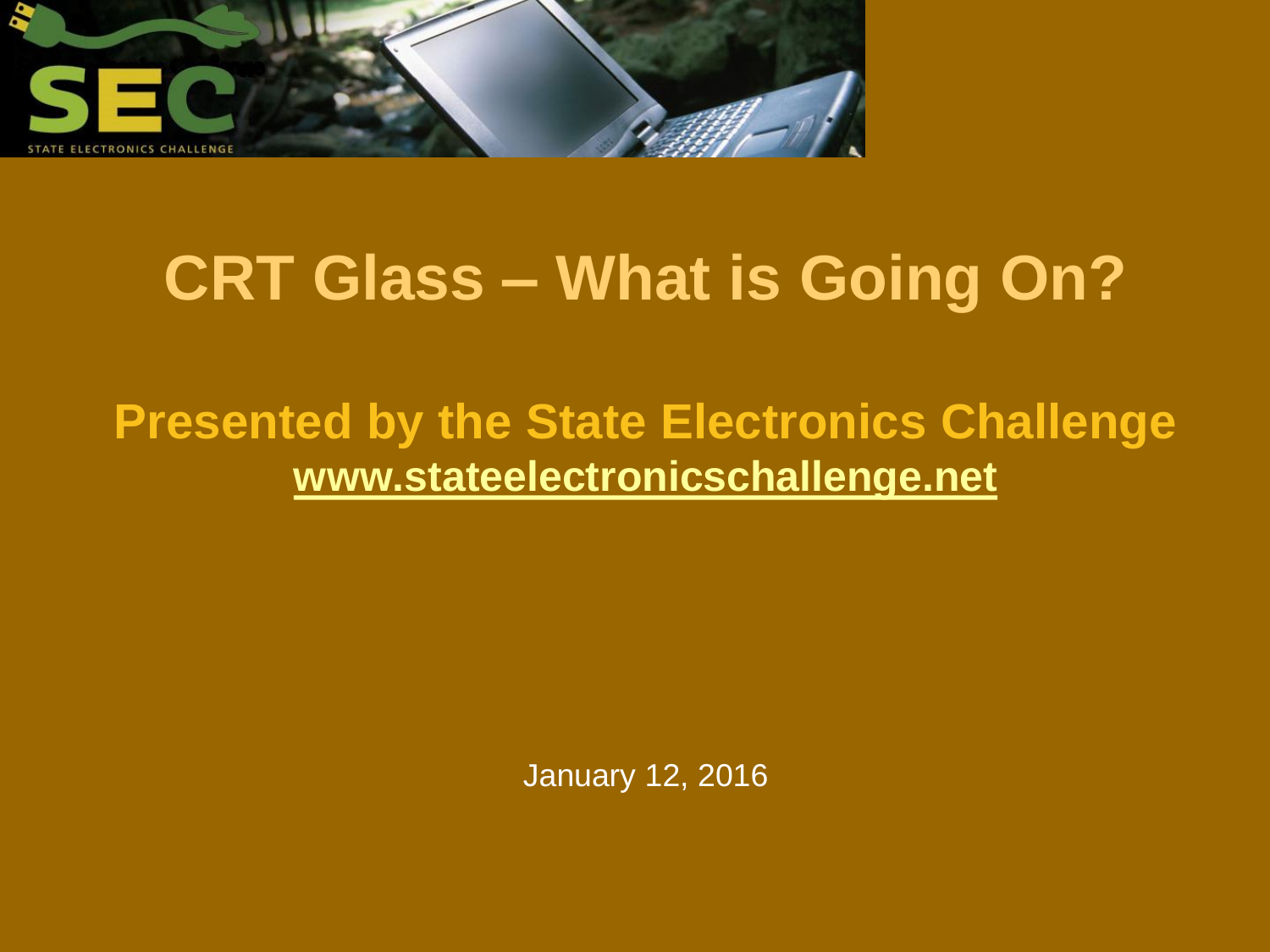# CRT Glass – What is Going On?

## Presented by the State Electronics Challenge

**www.stateelectronicschallenge.net**

January 12, 2016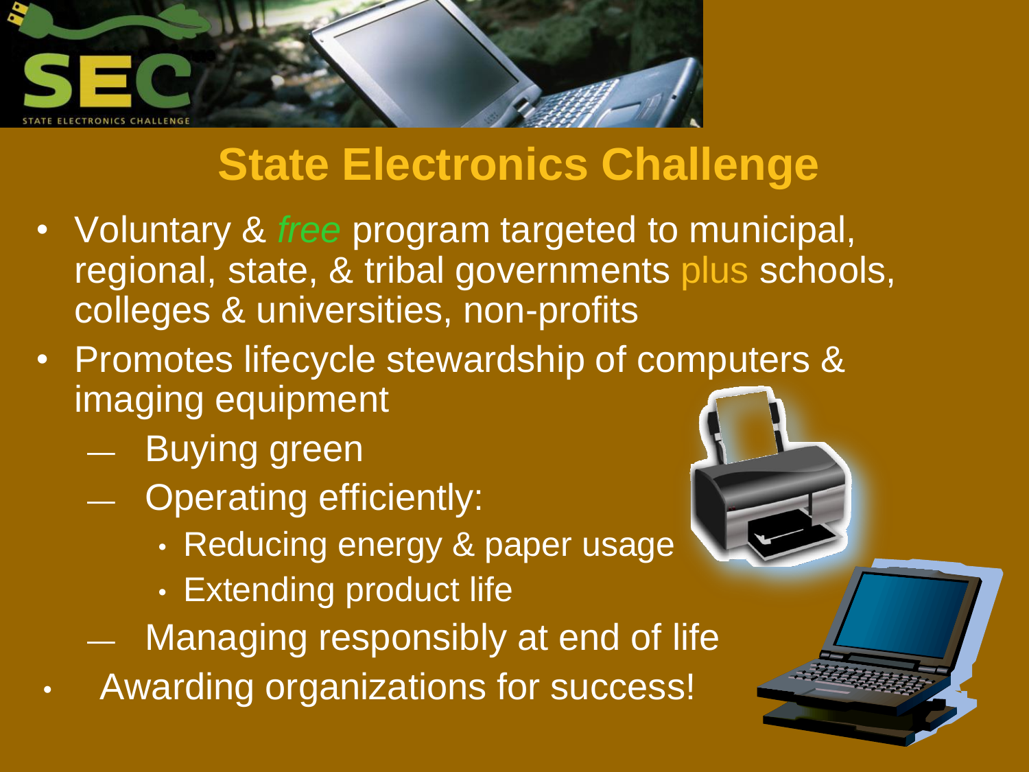# State Electronics Challenge

- Voluntary & *free* program targeted to municipal, regional, state, & tribal governments plus schools, colleges & universities, non-profits
- Promotes lifecycle stewardship of computers & imaging equipment
  - Buying green
  - Operating efficiently:
    - Reducing energy & paper usage
    - Extending product life
  - Managing responsibly at end of life
- Awarding organizations for success!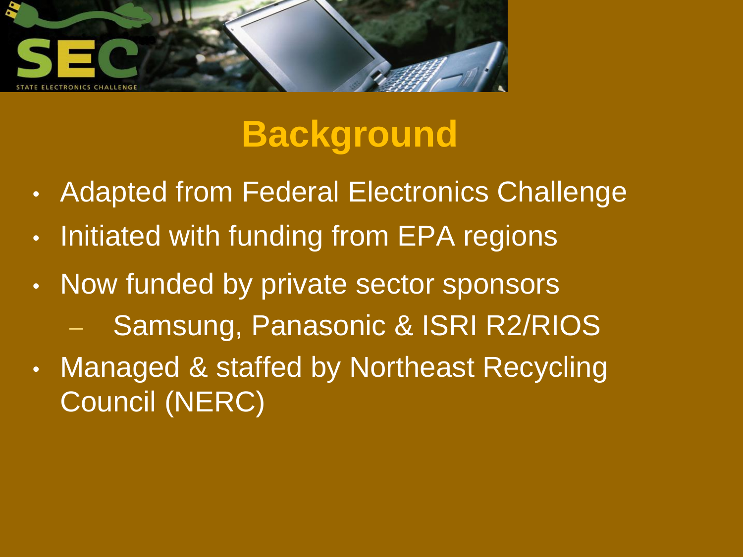# Background

- Adapted from Federal Electronics Challenge
- Initiated with funding from EPA regions
- Now funded by private sector sponsors
  - Samsung, Panasonic & ISRI R2/RIOS
- Managed & staffed by Northeast Recycling Council (NERC)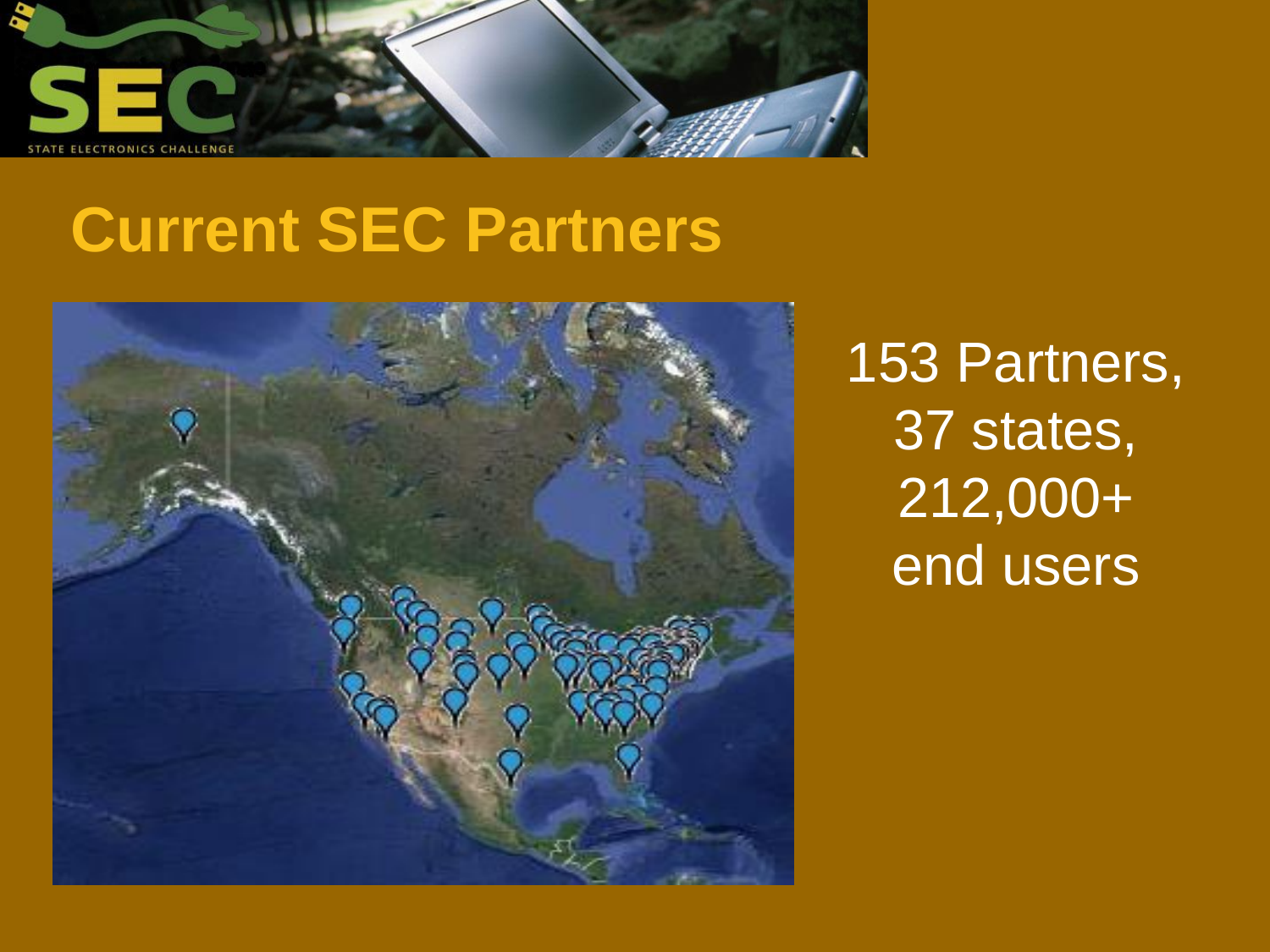# Current SEC Partners

153 Partners,
37 states,
212,000+
end users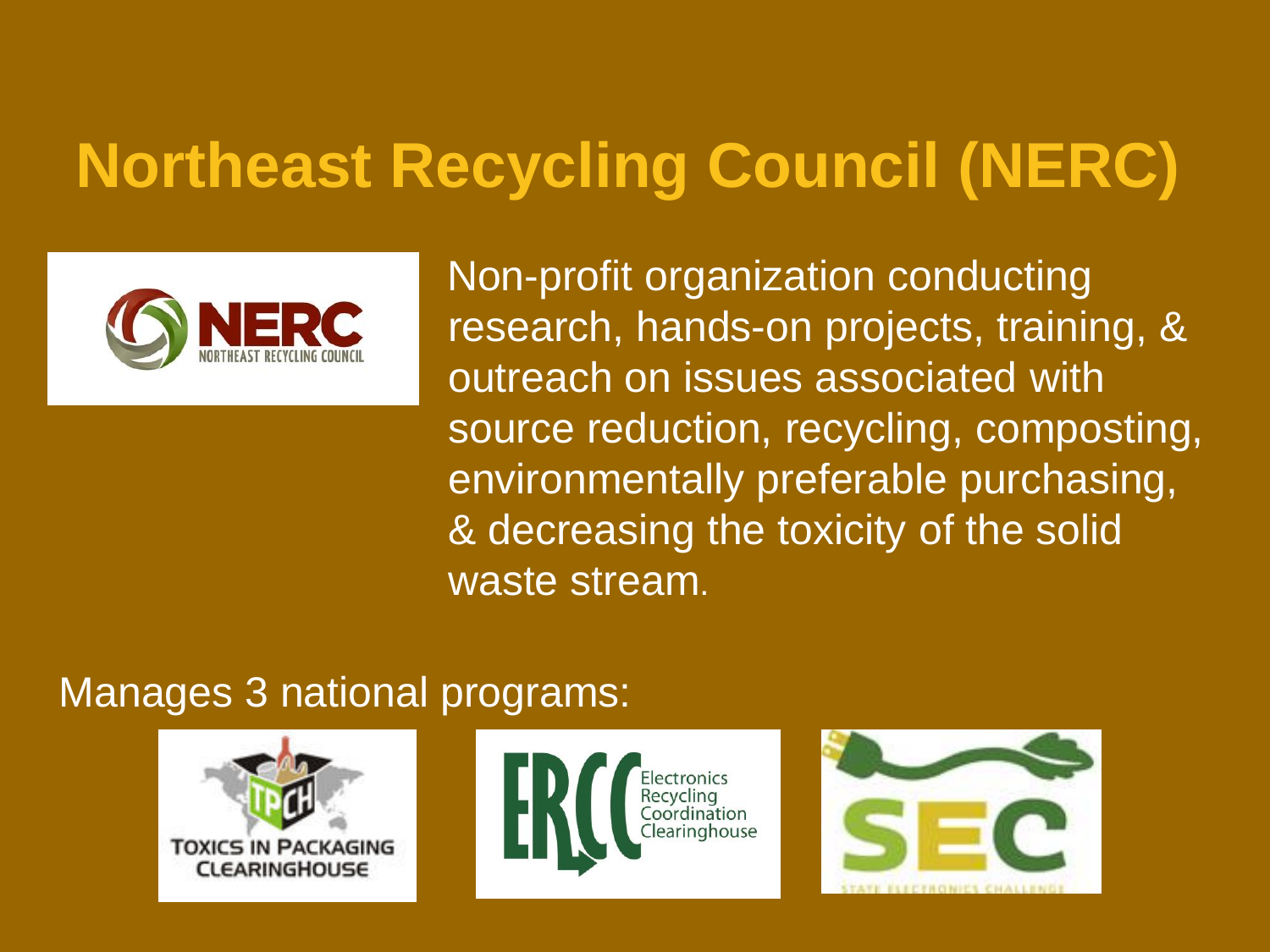# Northeast Recycling Council (NERC)

Non-profit organization conducting research, hands-on projects, training, & outreach on issues associated with source reduction, recycling, composting, environmentally preferable purchasing, & decreasing the toxicity of the solid waste stream.

Manages 3 national programs: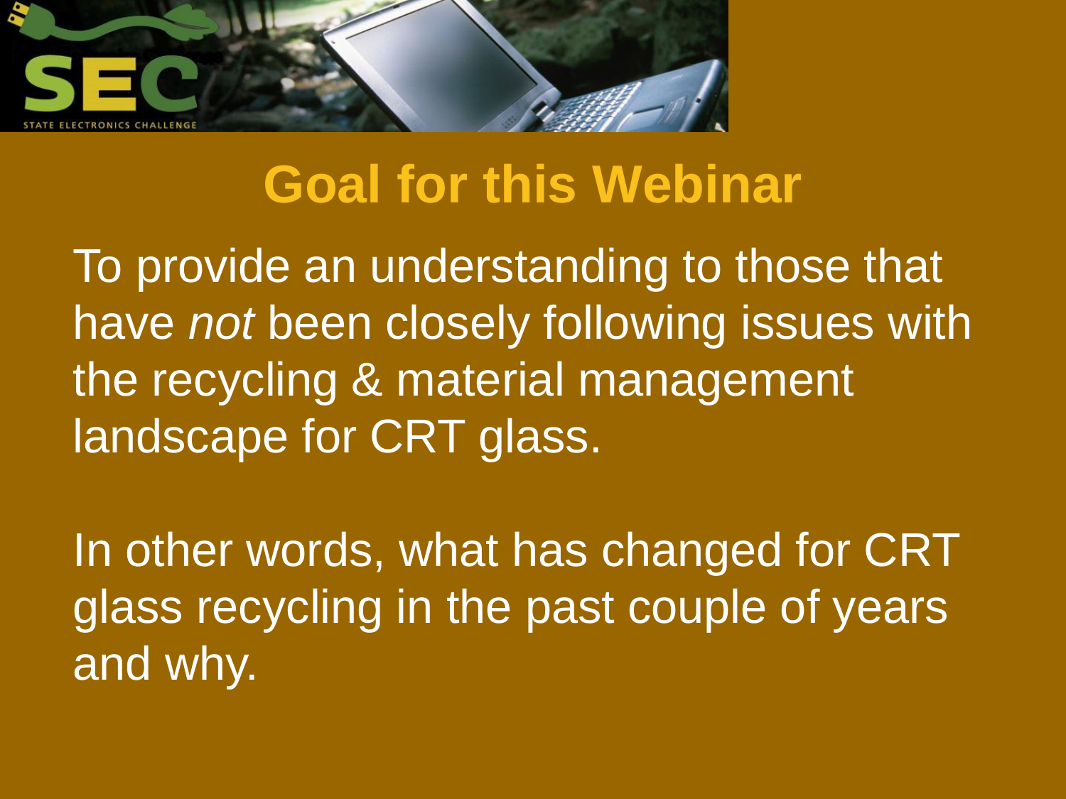# Goal for this Webinar

To provide an understanding to those that have *not* been closely following issues with the recycling & material management landscape for CRT glass.

In other words, what has changed for CRT glass recycling in the past couple of years and why.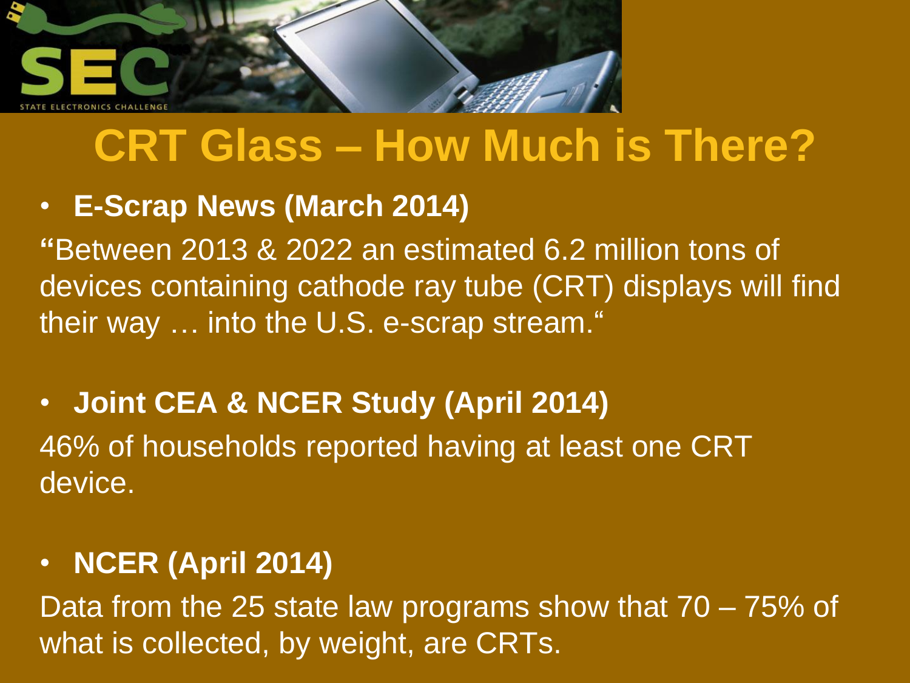# CRT Glass – How Much is There?

- **E-Scrap News (March 2014)**

**"**Between 2013 & 2022 an estimated 6.2 million tons of devices containing cathode ray tube (CRT) displays will find their way … into the U.S. e-scrap stream."

- **Joint CEA & NCER Study (April 2014)**

46% of households reported having at least one CRT device.

- **NCER (April 2014)**

Data from the 25 state law programs show that 70 – 75% of what is collected, by weight, are CRTs.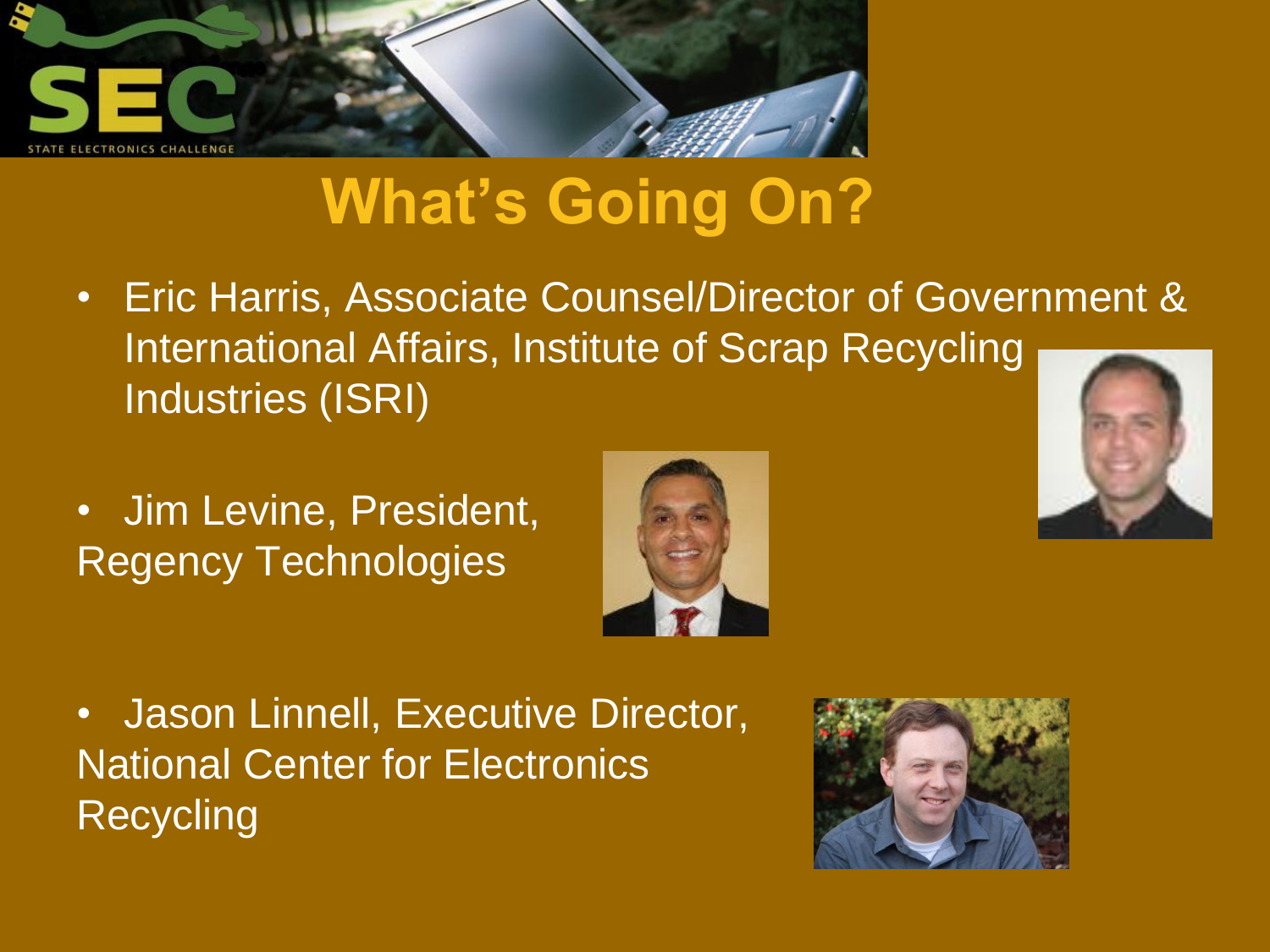# What's Going On?

- Eric Harris, Associate Counsel/Director of Government & International Affairs, Institute of Scrap Recycling Industries (ISRI)
- Jim Levine, President, Regency Technologies
- Jason Linnell, Executive Director, National Center for Electronics Recycling